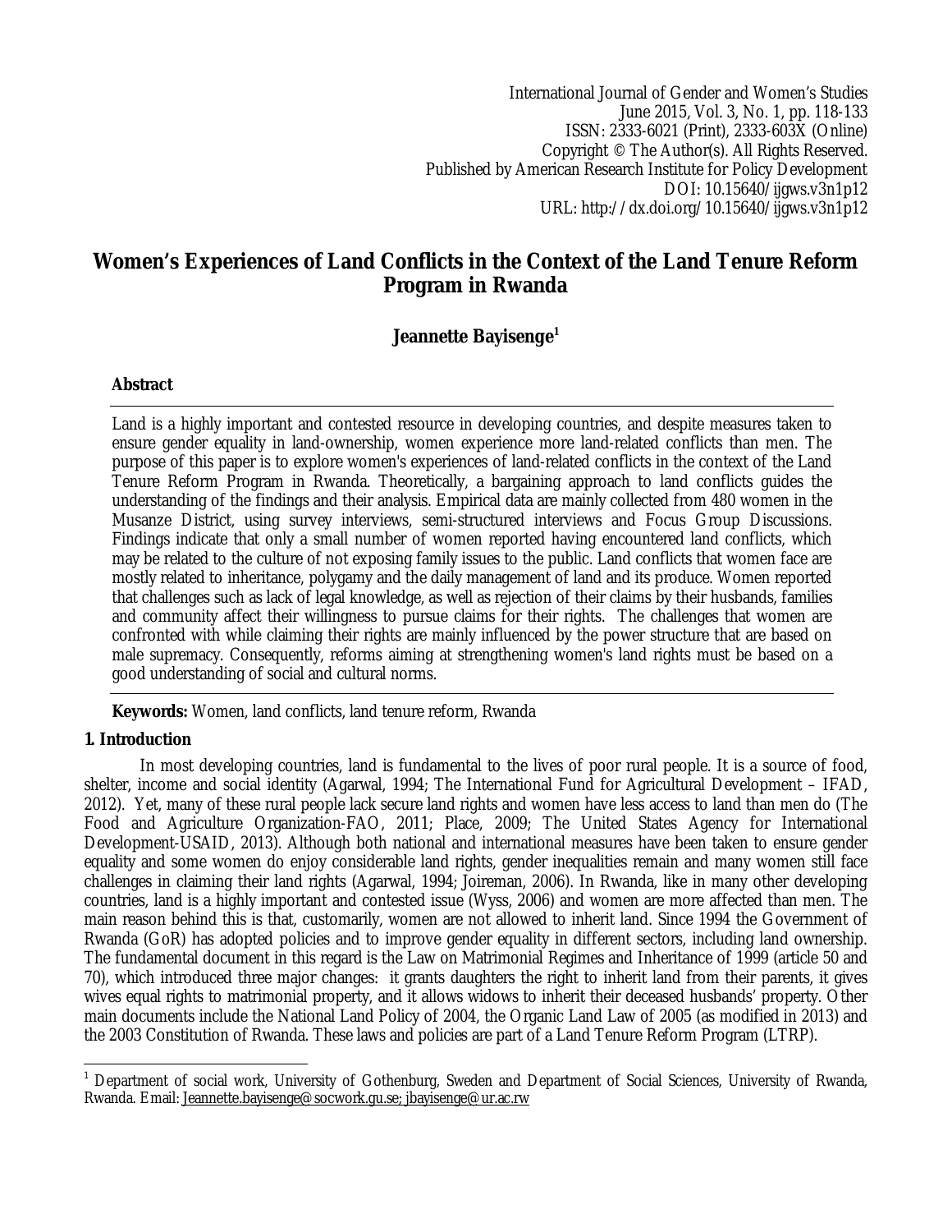International Journal of Gender and Women's Studies
June 2015, Vol. 3, No. 1, pp. 118-133
ISSN: 2333-6021 (Print), 2333-603X (Online)
Copyright © The Author(s). All Rights Reserved.
Published by American Research Institute for Policy Development
DOI: 10.15640/ijgws.v3n1p12
URL: http://dx.doi.org/10.15640/ijgws.v3n1p12

# Women's Experiences of Land Conflicts in the Context of the Land Tenure Reform Program in Rwanda

**Jeannette Bayisenge**[1]

**Abstract**

Land is a highly important and contested resource in developing countries, and despite measures taken to ensure gender equality in land-ownership, women experience more land-related conflicts than men. The purpose of this paper is to explore women's experiences of land-related conflicts in the context of the Land Tenure Reform Program in Rwanda. Theoretically, a bargaining approach to land conflicts guides the understanding of the findings and their analysis. Empirical data are mainly collected from 480 women in the Musanze District, using survey interviews, semi-structured interviews and Focus Group Discussions. Findings indicate that only a small number of women reported having encountered land conflicts, which may be related to the culture of not exposing family issues to the public. Land conflicts that women face are mostly related to inheritance, polygamy and the daily management of land and its produce. Women reported that challenges such as lack of legal knowledge, as well as rejection of their claims by their husbands, families and community affect their willingness to pursue claims for their rights. The challenges that women are confronted with while claiming their rights are mainly influenced by the power structure that are based on male supremacy. Consequently, reforms aiming at strengthening women's land rights must be based on a good understanding of social and cultural norms.

**Keywords:** Women, land conflicts, land tenure reform, Rwanda

## 1. Introduction

In most developing countries, land is fundamental to the lives of poor rural people. It is a source of food, shelter, income and social identity (Agarwal, 1994; The International Fund for Agricultural Development – IFAD, 2012). Yet, many of these rural people lack secure land rights and women have less access to land than men do (The Food and Agriculture Organization-FAO, 2011; Place, 2009; The United States Agency for International Development-USAID, 2013). Although both national and international measures have been taken to ensure gender equality and some women do enjoy considerable land rights, gender inequalities remain and many women still face challenges in claiming their land rights (Agarwal, 1994; Joireman, 2006). In Rwanda, like in many other developing countries, land is a highly important and contested issue (Wyss, 2006) and women are more affected than men. The main reason behind this is that, customarily, women are not allowed to inherit land. Since 1994 the Government of Rwanda (GoR) has adopted policies and to improve gender equality in different sectors, including land ownership. The fundamental document in this regard is the Law on Matrimonial Regimes and Inheritance of 1999 (article 50 and 70), which introduced three major changes: it grants daughters the right to inherit land from their parents, it gives wives equal rights to matrimonial property, and it allows widows to inherit their deceased husbands' property. Other main documents include the National Land Policy of 2004, the Organic Land Law of 2005 (as modified in 2013) and the 2003 Constitution of Rwanda. These laws and policies are part of a Land Tenure Reform Program (LTRP).

---

[1] Department of social work, University of Gothenburg, Sweden and Department of Social Sciences, University of Rwanda, Rwanda. Email: Jeannette.bayisenge@socwork.gu.se; jbayisenge@ur.ac.rw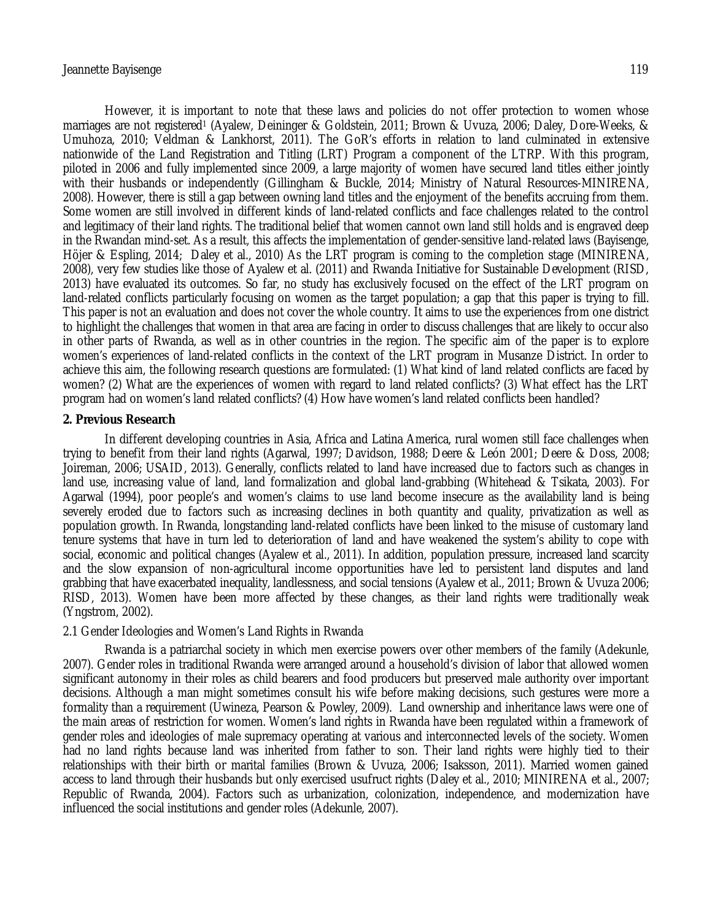However, it is important to note that these laws and policies do not offer protection to women whose marriages are not registered[1] (Ayalew, Deininger & Goldstein, 2011; Brown & Uvuza, 2006; Daley, Dore-Weeks, & Umuhoza, 2010; Veldman & Lankhorst, 2011). The GoR's efforts in relation to land culminated in extensive nationwide of the Land Registration and Titling (LRT) Program a component of the LTRP. With this program, piloted in 2006 and fully implemented since 2009, a large majority of women have secured land titles either jointly with their husbands or independently (Gillingham & Buckle, 2014; Ministry of Natural Resources-MINIRENA, 2008). However, there is still a gap between owning land titles and the enjoyment of the benefits accruing from them. Some women are still involved in different kinds of land-related conflicts and face challenges related to the control and legitimacy of their land rights. The traditional belief that women cannot own land still holds and is engraved deep in the Rwandan mind-set. As a result, this affects the implementation of gender-sensitive land-related laws (Bayisenge, Höjer & Espling, 2014; Daley et al., 2010) As the LRT program is coming to the completion stage (MINIRENA, 2008), very few studies like those of Ayalew et al. (2011) and Rwanda Initiative for Sustainable Development (RISD, 2013) have evaluated its outcomes. So far, no study has exclusively focused on the effect of the LRT program on land-related conflicts particularly focusing on women as the target population; a gap that this paper is trying to fill. This paper is not an evaluation and does not cover the whole country. It aims to use the experiences from one district to highlight the challenges that women in that area are facing in order to discuss challenges that are likely to occur also in other parts of Rwanda, as well as in other countries in the region. The specific aim of the paper is to explore women's experiences of land-related conflicts in the context of the LRT program in Musanze District. In order to achieve this aim, the following research questions are formulated: (1) What kind of land related conflicts are faced by women? (2) What are the experiences of women with regard to land related conflicts? (3) What effect has the LRT program had on women's land related conflicts? (4) How have women's land related conflicts been handled?

## 2. Previous Research

In different developing countries in Asia, Africa and Latina America, rural women still face challenges when trying to benefit from their land rights (Agarwal, 1997; Davidson, 1988; Deere & León 2001; Deere & Doss, 2008; Joireman, 2006; USAID, 2013). Generally, conflicts related to land have increased due to factors such as changes in land use, increasing value of land, land formalization and global land-grabbing (Whitehead & Tsikata, 2003). For Agarwal (1994), poor people's and women's claims to use land become insecure as the availability land is being severely eroded due to factors such as increasing declines in both quantity and quality, privatization as well as population growth. In Rwanda, longstanding land-related conflicts have been linked to the misuse of customary land tenure systems that have in turn led to deterioration of land and have weakened the system's ability to cope with social, economic and political changes (Ayalew et al., 2011). In addition, population pressure, increased land scarcity and the slow expansion of non-agricultural income opportunities have led to persistent land disputes and land grabbing that have exacerbated inequality, landlessness, and social tensions (Ayalew et al., 2011; Brown & Uvuza 2006; RISD, 2013). Women have been more affected by these changes, as their land rights were traditionally weak (Yngstrom, 2002).

### 2.1 Gender Ideologies and Women's Land Rights in Rwanda

Rwanda is a patriarchal society in which men exercise powers over other members of the family (Adekunle, 2007). Gender roles in traditional Rwanda were arranged around a household's division of labor that allowed women significant autonomy in their roles as child bearers and food producers but preserved male authority over important decisions. Although a man might sometimes consult his wife before making decisions, such gestures were more a formality than a requirement (Uwineza, Pearson & Powley, 2009). Land ownership and inheritance laws were one of the main areas of restriction for women. Women's land rights in Rwanda have been regulated within a framework of gender roles and ideologies of male supremacy operating at various and interconnected levels of the society. Women had no land rights because land was inherited from father to son. Their land rights were highly tied to their relationships with their birth or marital families (Brown & Uvuza, 2006; Isaksson, 2011). Married women gained access to land through their husbands but only exercised usufruct rights (Daley et al., 2010; MINIRENA et al., 2007; Republic of Rwanda, 2004). Factors such as urbanization, colonization, independence, and modernization have influenced the social institutions and gender roles (Adekunle, 2007).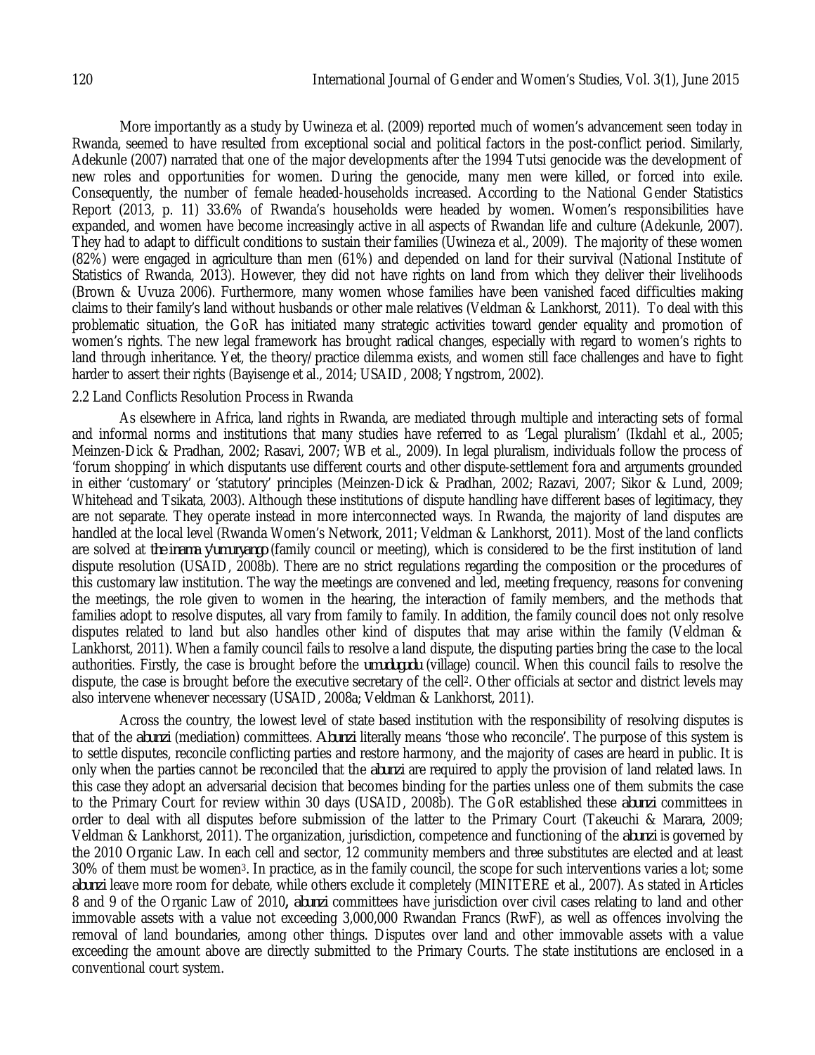More importantly as a study by Uwineza et al. (2009) reported much of women's advancement seen today in Rwanda, seemed to have resulted from exceptional social and political factors in the post-conflict period. Similarly, Adekunle (2007) narrated that one of the major developments after the 1994 Tutsi genocide was the development of new roles and opportunities for women. During the genocide, many men were killed, or forced into exile. Consequently, the number of female headed-households increased. According to the National Gender Statistics Report (2013, p. 11) 33.6% of Rwanda's households were headed by women. Women's responsibilities have expanded, and women have become increasingly active in all aspects of Rwandan life and culture (Adekunle, 2007). They had to adapt to difficult conditions to sustain their families (Uwineza et al., 2009). The majority of these women (82%) were engaged in agriculture than men (61%) and depended on land for their survival (National Institute of Statistics of Rwanda, 2013). However, they did not have rights on land from which they deliver their livelihoods (Brown & Uvuza 2006). Furthermore, many women whose families have been vanished faced difficulties making claims to their family's land without husbands or other male relatives (Veldman & Lankhorst, 2011). To deal with this problematic situation, the GoR has initiated many strategic activities toward gender equality and promotion of women's rights. The new legal framework has brought radical changes, especially with regard to women's rights to land through inheritance. Yet, the theory/practice dilemma exists, and women still face challenges and have to fight harder to assert their rights (Bayisenge et al., 2014; USAID, 2008; Yngstrom, 2002).

### 2.2 Land Conflicts Resolution Process in Rwanda

As elsewhere in Africa, land rights in Rwanda, are mediated through multiple and interacting sets of formal and informal norms and institutions that many studies have referred to as 'Legal pluralism' (Ikdahl et al., 2005; Meinzen-Dick & Pradhan, 2002; Rasavi, 2007; WB et al., 2009). In legal pluralism, individuals follow the process of 'forum shopping' in which disputants use different courts and other dispute-settlement fora and arguments grounded in either 'customary' or 'statutory' principles (Meinzen-Dick & Pradhan, 2002; Razavi, 2007; Sikor & Lund, 2009; Whitehead and Tsikata, 2003). Although these institutions of dispute handling have different bases of legitimacy, they are not separate. They operate instead in more interconnected ways. In Rwanda, the majority of land disputes are handled at the local level (Rwanda Women's Network, 2011; Veldman & Lankhorst, 2011). Most of the land conflicts are solved at *the inama y'umuryango* (family council or meeting), which is considered to be the first institution of land dispute resolution (USAID, 2008b). There are no strict regulations regarding the composition or the procedures of this customary law institution. The way the meetings are convened and led, meeting frequency, reasons for convening the meetings, the role given to women in the hearing, the interaction of family members, and the methods that families adopt to resolve disputes, all vary from family to family. In addition, the family council does not only resolve disputes related to land but also handles other kind of disputes that may arise within the family (Veldman & Lankhorst, 2011). When a family council fails to resolve a land dispute, the disputing parties bring the case to the local authorities. Firstly, the case is brought before the *umudugudu* (village) council. When this council fails to resolve the dispute, the case is brought before the executive secretary of the cell[2]. Other officials at sector and district levels may also intervene whenever necessary (USAID, 2008a; Veldman & Lankhorst, 2011).

Across the country, the lowest level of state based institution with the responsibility of resolving disputes is that of the *abunzi* (mediation) committees. *Abunzi* literally means 'those who reconcile'. The purpose of this system is to settle disputes, reconcile conflicting parties and restore harmony, and the majority of cases are heard in public. It is only when the parties cannot be reconciled that the *abunzi* are required to apply the provision of land related laws. In this case they adopt an adversarial decision that becomes binding for the parties unless one of them submits the case to the Primary Court for review within 30 days (USAID, 2008b). The GoR established these *abunzi* committees in order to deal with all disputes before submission of the latter to the Primary Court (Takeuchi & Marara, 2009; Veldman & Lankhorst, 2011). The organization, jurisdiction, competence and functioning of the *abunzi* is governed by the 2010 Organic Law. In each cell and sector, 12 community members and three substitutes are elected and at least 30% of them must be women[3]. In practice, as in the family council, the scope for such interventions varies a lot; some *abunzi* leave more room for debate, while others exclude it completely (MINITERE et al., 2007). As stated in Articles 8 and 9 of the Organic Law of 2010**,** *abunzi* committees have jurisdiction over civil cases relating to land and other immovable assets with a value not exceeding 3,000,000 Rwandan Francs (RwF), as well as offences involving the removal of land boundaries, among other things. Disputes over land and other immovable assets with a value exceeding the amount above are directly submitted to the Primary Courts. The state institutions are enclosed in a conventional court system.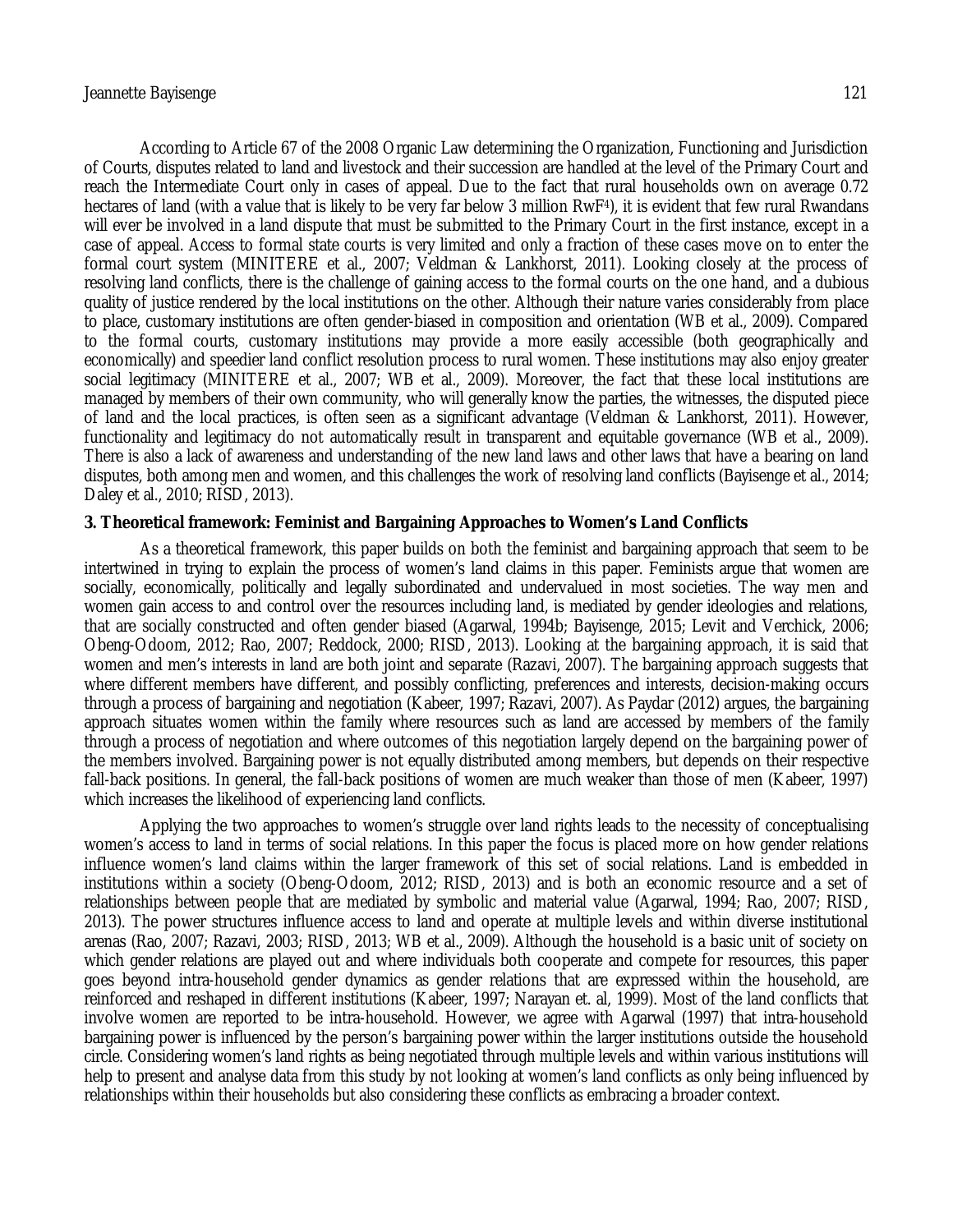According to Article 67 of the 2008 Organic Law determining the Organization, Functioning and Jurisdiction of Courts, disputes related to land and livestock and their succession are handled at the level of the Primary Court and reach the Intermediate Court only in cases of appeal. Due to the fact that rural households own on average 0.72 hectares of land (with a value that is likely to be very far below 3 million RwF[4]), it is evident that few rural Rwandans will ever be involved in a land dispute that must be submitted to the Primary Court in the first instance, except in a case of appeal. Access to formal state courts is very limited and only a fraction of these cases move on to enter the formal court system (MINITERE et al., 2007; Veldman & Lankhorst, 2011). Looking closely at the process of resolving land conflicts, there is the challenge of gaining access to the formal courts on the one hand, and a dubious quality of justice rendered by the local institutions on the other. Although their nature varies considerably from place to place, customary institutions are often gender-biased in composition and orientation (WB et al., 2009). Compared to the formal courts, customary institutions may provide a more easily accessible (both geographically and economically) and speedier land conflict resolution process to rural women. These institutions may also enjoy greater social legitimacy (MINITERE et al., 2007; WB et al., 2009). Moreover, the fact that these local institutions are managed by members of their own community, who will generally know the parties, the witnesses, the disputed piece of land and the local practices, is often seen as a significant advantage (Veldman & Lankhorst, 2011). However, functionality and legitimacy do not automatically result in transparent and equitable governance (WB et al., 2009). There is also a lack of awareness and understanding of the new land laws and other laws that have a bearing on land disputes, both among men and women, and this challenges the work of resolving land conflicts (Bayisenge et al., 2014; Daley et al., 2010; RISD, 2013).

## 3. Theoretical framework: Feminist and Bargaining Approaches to Women's Land Conflicts

As a theoretical framework, this paper builds on both the feminist and bargaining approach that seem to be intertwined in trying to explain the process of women's land claims in this paper. Feminists argue that women are socially, economically, politically and legally subordinated and undervalued in most societies. The way men and women gain access to and control over the resources including land, is mediated by gender ideologies and relations, that are socially constructed and often gender biased (Agarwal, 1994b; Bayisenge, 2015; Levit and Verchick, 2006; Obeng-Odoom, 2012; Rao, 2007; Reddock, 2000; RISD, 2013). Looking at the bargaining approach, it is said that women and men's interests in land are both joint and separate (Razavi, 2007). The bargaining approach suggests that where different members have different, and possibly conflicting, preferences and interests, decision-making occurs through a process of bargaining and negotiation (Kabeer, 1997; Razavi, 2007). As Paydar (2012) argues, the bargaining approach situates women within the family where resources such as land are accessed by members of the family through a process of negotiation and where outcomes of this negotiation largely depend on the bargaining power of the members involved. Bargaining power is not equally distributed among members, but depends on their respective fall-back positions. In general, the fall-back positions of women are much weaker than those of men (Kabeer, 1997) which increases the likelihood of experiencing land conflicts.

Applying the two approaches to women's struggle over land rights leads to the necessity of conceptualising women's access to land in terms of social relations. In this paper the focus is placed more on how gender relations influence women's land claims within the larger framework of this set of social relations. Land is embedded in institutions within a society (Obeng-Odoom, 2012; RISD, 2013) and is both an economic resource and a set of relationships between people that are mediated by symbolic and material value (Agarwal, 1994; Rao, 2007; RISD, 2013). The power structures influence access to land and operate at multiple levels and within diverse institutional arenas (Rao, 2007; Razavi, 2003; RISD, 2013; WB et al., 2009). Although the household is a basic unit of society on which gender relations are played out and where individuals both cooperate and compete for resources, this paper goes beyond intra-household gender dynamics as gender relations that are expressed within the household, are reinforced and reshaped in different institutions (Kabeer, 1997; Narayan et. al, 1999). Most of the land conflicts that involve women are reported to be intra-household. However, we agree with Agarwal (1997) that intra-household bargaining power is influenced by the person's bargaining power within the larger institutions outside the household circle. Considering women's land rights as being negotiated through multiple levels and within various institutions will help to present and analyse data from this study by not looking at women's land conflicts as only being influenced by relationships within their households but also considering these conflicts as embracing a broader context.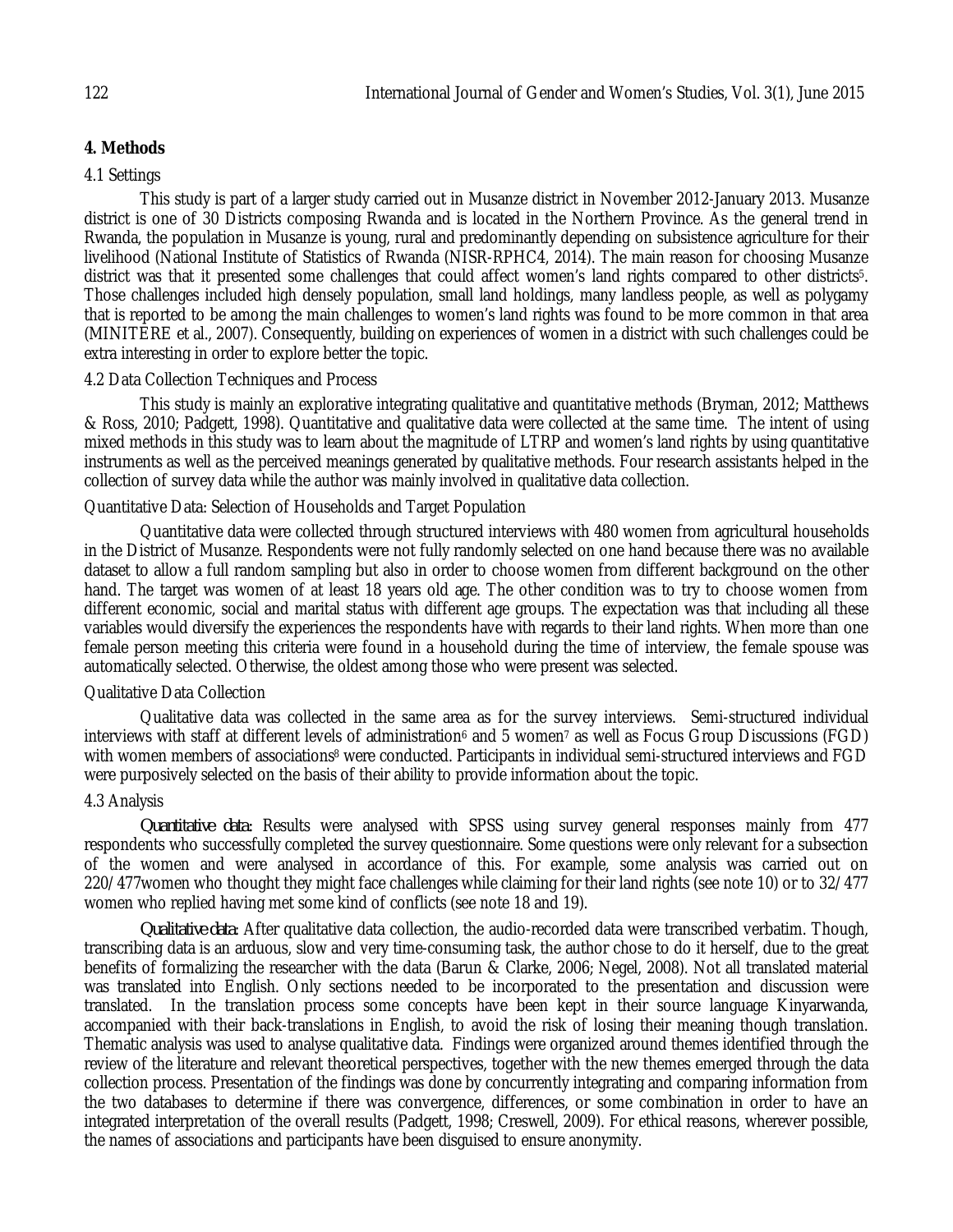## 4. Methods

### 4.1 Settings

This study is part of a larger study carried out in Musanze district in November 2012-January 2013. Musanze district is one of 30 Districts composing Rwanda and is located in the Northern Province. As the general trend in Rwanda, the population in Musanze is young, rural and predominantly depending on subsistence agriculture for their livelihood (National Institute of Statistics of Rwanda (NISR-RPHC4, 2014). The main reason for choosing Musanze district was that it presented some challenges that could affect women's land rights compared to other districts[5]. Those challenges included high densely population, small land holdings, many landless people, as well as polygamy that is reported to be among the main challenges to women's land rights was found to be more common in that area (MINITERE et al., 2007). Consequently, building on experiences of women in a district with such challenges could be extra interesting in order to explore better the topic.

### 4.2 Data Collection Techniques and Process

This study is mainly an explorative integrating qualitative and quantitative methods (Bryman, 2012; Matthews & Ross, 2010; Padgett, 1998). Quantitative and qualitative data were collected at the same time. The intent of using mixed methods in this study was to learn about the magnitude of LTRP and women's land rights by using quantitative instruments as well as the perceived meanings generated by qualitative methods. Four research assistants helped in the collection of survey data while the author was mainly involved in qualitative data collection.

#### Quantitative Data: Selection of Households and Target Population

Quantitative data were collected through structured interviews with 480 women from agricultural households in the District of Musanze. Respondents were not fully randomly selected on one hand because there was no available dataset to allow a full random sampling but also in order to choose women from different background on the other hand. The target was women of at least 18 years old age. The other condition was to try to choose women from different economic, social and marital status with different age groups. The expectation was that including all these variables would diversify the experiences the respondents have with regards to their land rights. When more than one female person meeting this criteria were found in a household during the time of interview, the female spouse was automatically selected. Otherwise, the oldest among those who were present was selected.

#### Qualitative Data Collection

Qualitative data was collected in the same area as for the survey interviews. Semi-structured individual interviews with staff at different levels of administration[6] and 5 women[7] as well as Focus Group Discussions (FGD) with women members of associations[8] were conducted. Participants in individual semi-structured interviews and FGD were purposively selected on the basis of their ability to provide information about the topic.

### 4.3 Analysis

*Quantitative data:* Results were analysed with SPSS using survey general responses mainly from 477 respondents who successfully completed the survey questionnaire. Some questions were only relevant for a subsection of the women and were analysed in accordance of this. For example, some analysis was carried out on 220/477women who thought they might face challenges while claiming for their land rights (see note 10) or to 32/477 women who replied having met some kind of conflicts (see note 18 and 19).

*Qualitative data:* After qualitative data collection, the audio-recorded data were transcribed verbatim. Though, transcribing data is an arduous, slow and very time-consuming task, the author chose to do it herself, due to the great benefits of formalizing the researcher with the data (Barun & Clarke, 2006; Negel, 2008). Not all translated material was translated into English. Only sections needed to be incorporated to the presentation and discussion were translated. In the translation process some concepts have been kept in their source language Kinyarwanda, accompanied with their back-translations in English, to avoid the risk of losing their meaning though translation. Thematic analysis was used to analyse qualitative data. Findings were organized around themes identified through the review of the literature and relevant theoretical perspectives, together with the new themes emerged through the data collection process. Presentation of the findings was done by concurrently integrating and comparing information from the two databases to determine if there was convergence, differences, or some combination in order to have an integrated interpretation of the overall results (Padgett, 1998; Creswell, 2009). For ethical reasons, wherever possible, the names of associations and participants have been disguised to ensure anonymity.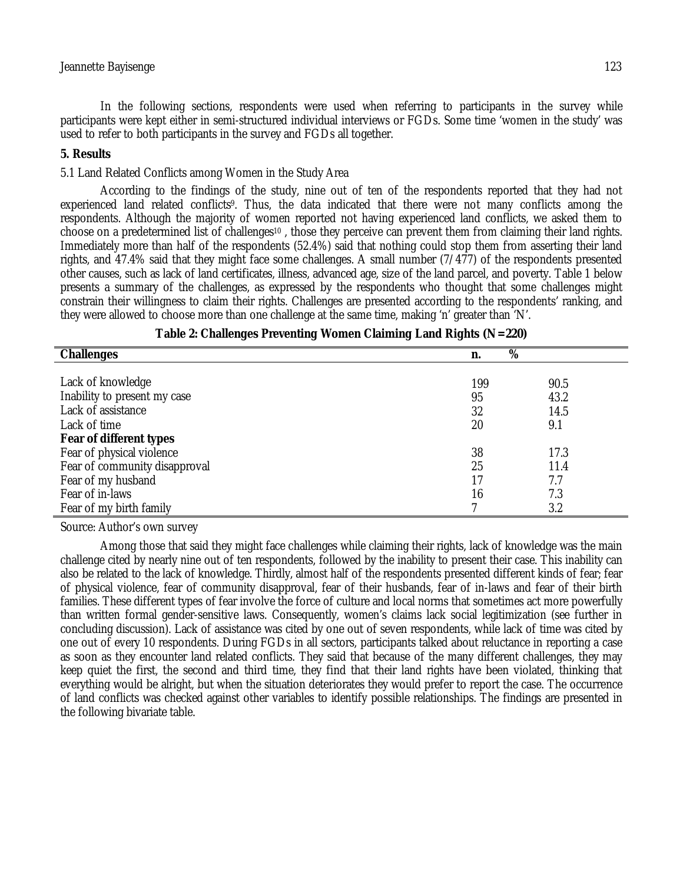In the following sections, respondents were used when referring to participants in the survey while participants were kept either in semi-structured individual interviews or FGDs. Some time 'women in the study' was used to refer to both participants in the survey and FGDs all together.

## 5. Results

### 5.1 Land Related Conflicts among Women in the Study Area

According to the findings of the study, nine out of ten of the respondents reported that they had not experienced land related conflicts[9]. Thus, the data indicated that there were not many conflicts among the respondents. Although the majority of women reported not having experienced land conflicts, we asked them to choose on a predetermined list of challenges[10] , those they perceive can prevent them from claiming their land rights. Immediately more than half of the respondents (52.4%) said that nothing could stop them from asserting their land rights, and 47.4% said that they might face some challenges. A small number (7/477) of the respondents presented other causes, such as lack of land certificates, illness, advanced age, size of the land parcel, and poverty. Table 1 below presents a summary of the challenges, as expressed by the respondents who thought that some challenges might constrain their willingness to claim their rights. Challenges are presented according to the respondents' ranking, and they were allowed to choose more than one challenge at the same time, making 'n' greater than 'N'.

**Table 2: Challenges Preventing Women Claiming Land Rights (N=220)**

| Challenges | n. | % |
|---|---|---|
| Lack of knowledge | 199 | 90.5 |
| Inability to present my case | 95 | 43.2 |
| Lack of assistance | 32 | 14.5 |
| Lack of time | 20 | 9.1 |
| **Fear of different types** | | |
| Fear of physical violence | 38 | 17.3 |
| Fear of community disapproval | 25 | 11.4 |
| Fear of my husband | 17 | 7.7 |
| Fear of in-laws | 16 | 7.3 |
| Fear of my birth family | 7 | 3.2 |

Source: Author's own survey

Among those that said they might face challenges while claiming their rights, lack of knowledge was the main challenge cited by nearly nine out of ten respondents, followed by the inability to present their case. This inability can also be related to the lack of knowledge. Thirdly, almost half of the respondents presented different kinds of fear; fear of physical violence, fear of community disapproval, fear of their husbands, fear of in-laws and fear of their birth families. These different types of fear involve the force of culture and local norms that sometimes act more powerfully than written formal gender-sensitive laws. Consequently, women's claims lack social legitimization (see further in concluding discussion). Lack of assistance was cited by one out of seven respondents, while lack of time was cited by one out of every 10 respondents. During FGDs in all sectors, participants talked about reluctance in reporting a case as soon as they encounter land related conflicts. They said that because of the many different challenges, they may keep quiet the first, the second and third time, they find that their land rights have been violated, thinking that everything would be alright, but when the situation deteriorates they would prefer to report the case. The occurrence of land conflicts was checked against other variables to identify possible relationships. The findings are presented in the following bivariate table.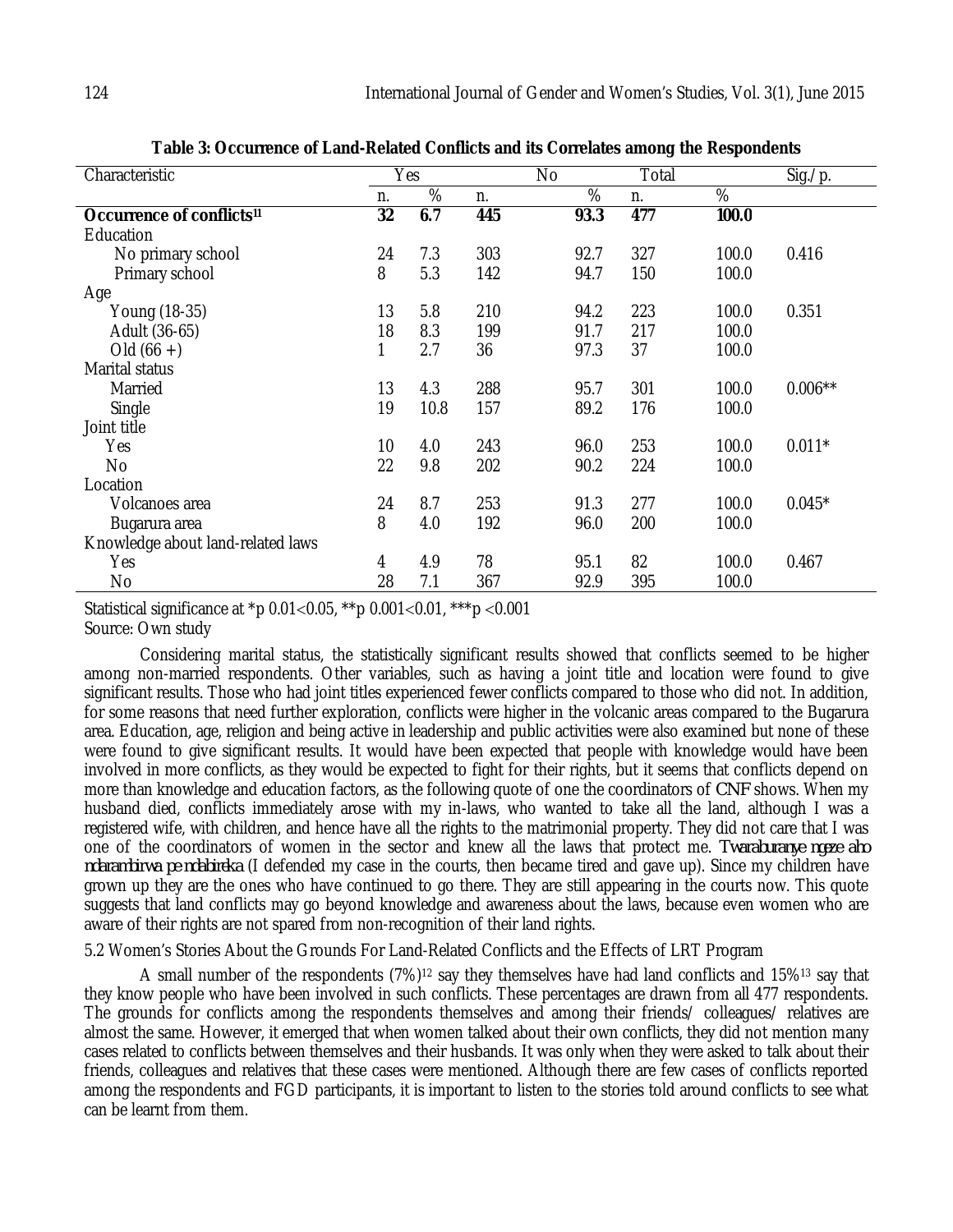**Table 3: Occurrence of Land-Related Conflicts and its Correlates among the Respondents**

| Characteristic | Yes | | No | | Total | | Sig./p. |
|---|---|---|---|---|---|---|---|
| | n. | % | n. | % | n. | % | |
| **Occurrence of conflicts**[11] | **32** | **6.7** | **445** | **93.3** | **477** | **100.0** | |
| Education | | | | | | | |
| No primary school | 24 | 7.3 | 303 | 92.7 | 327 | 100.0 | 0.416 |
| Primary school | 8 | 5.3 | 142 | 94.7 | 150 | 100.0 | |
| Age | | | | | | | |
| Young (18-35) | 13 | 5.8 | 210 | 94.2 | 223 | 100.0 | 0.351 |
| Adult (36-65) | 18 | 8.3 | 199 | 91.7 | 217 | 100.0 | |
| Old (66 +) | 1 | 2.7 | 36 | 97.3 | 37 | 100.0 | |
| Marital status | | | | | | | |
| Married | 13 | 4.3 | 288 | 95.7 | 301 | 100.0 | 0.006** |
| Single | 19 | 10.8 | 157 | 89.2 | 176 | 100.0 | |
| Joint title | | | | | | | |
| Yes | 10 | 4.0 | 243 | 96.0 | 253 | 100.0 | 0.011* |
| No | 22 | 9.8 | 202 | 90.2 | 224 | 100.0 | |
| Location | | | | | | | |
| Volcanoes area | 24 | 8.7 | 253 | 91.3 | 277 | 100.0 | 0.045* |
| Bugarura area | 8 | 4.0 | 192 | 96.0 | 200 | 100.0 | |
| Knowledge about land-related laws | | | | | | | |
| Yes | 4 | 4.9 | 78 | 95.1 | 82 | 100.0 | 0.467 |
| No | 28 | 7.1 | 367 | 92.9 | 395 | 100.0 | |

Statistical significance at *p 0.01<0.05, **p 0.001<0.01, ***p <0.001

Source: Own study

Considering marital status, the statistically significant results showed that conflicts seemed to be higher among non-married respondents. Other variables, such as having a joint title and location were found to give significant results. Those who had joint titles experienced fewer conflicts compared to those who did not. In addition, for some reasons that need further exploration, conflicts were higher in the volcanic areas compared to the Bugarura area. Education, age, religion and being active in leadership and public activities were also examined but none of these were found to give significant results. It would have been expected that people with knowledge would have been involved in more conflicts, as they would be expected to fight for their rights, but it seems that conflicts depend on more than knowledge and education factors, as the following quote of one the coordinators of CNF shows. When my husband died, conflicts immediately arose with my in-laws, who wanted to take all the land, although I was a registered wife, with children, and hence have all the rights to the matrimonial property. They did not care that I was one of the coordinators of women in the sector and knew all the laws that protect me. *Twaraburanye ngeze aho ndarambirwa pe ndabireka* (I defended my case in the courts, then became tired and gave up). Since my children have grown up they are the ones who have continued to go there. They are still appearing in the courts now. This quote suggests that land conflicts may go beyond knowledge and awareness about the laws, because even women who are aware of their rights are not spared from non-recognition of their land rights.

### 5.2 Women's Stories About the Grounds For Land-Related Conflicts and the Effects of LRT Program

A small number of the respondents (7%)[12] say they themselves have had land conflicts and 15%[13] say that they know people who have been involved in such conflicts. These percentages are drawn from all 477 respondents. The grounds for conflicts among the respondents themselves and among their friends/ colleagues/ relatives are almost the same. However, it emerged that when women talked about their own conflicts, they did not mention many cases related to conflicts between themselves and their husbands. It was only when they were asked to talk about their friends, colleagues and relatives that these cases were mentioned. Although there are few cases of conflicts reported among the respondents and FGD participants, it is important to listen to the stories told around conflicts to see what can be learnt from them.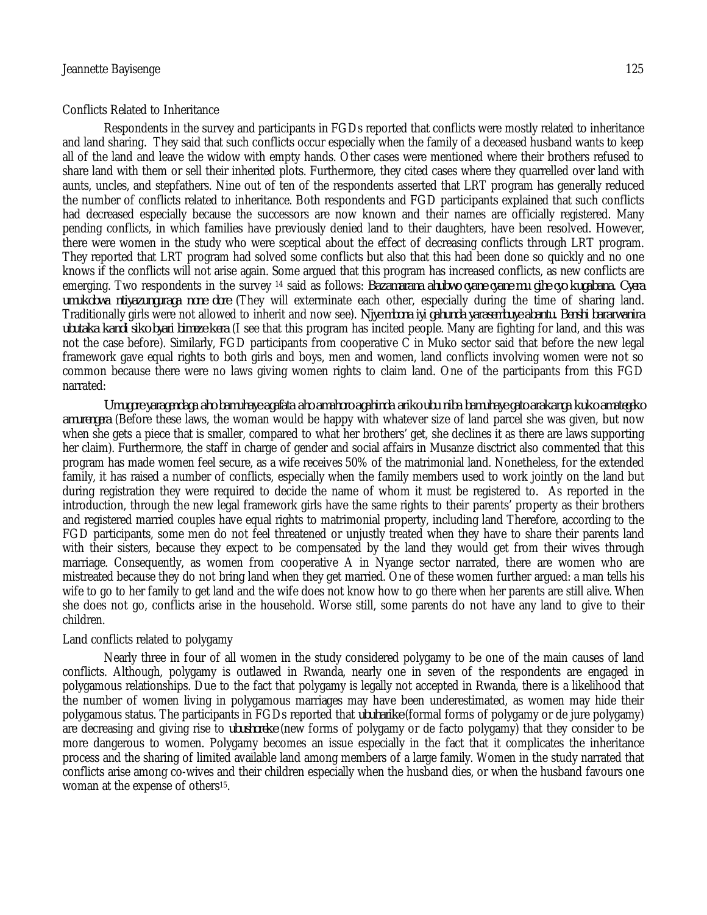### Conflicts Related to Inheritance

Respondents in the survey and participants in FGDs reported that conflicts were mostly related to inheritance and land sharing. They said that such conflicts occur especially when the family of a deceased husband wants to keep all of the land and leave the widow with empty hands. Other cases were mentioned where their brothers refused to share land with them or sell their inherited plots. Furthermore, they cited cases where they quarrelled over land with aunts, uncles, and stepfathers. Nine out of ten of the respondents asserted that LRT program has generally reduced the number of conflicts related to inheritance. Both respondents and FGD participants explained that such conflicts had decreased especially because the successors are now known and their names are officially registered. Many pending conflicts, in which families have previously denied land to their daughters, have been resolved. However, there were women in the study who were sceptical about the effect of decreasing conflicts through LRT program. They reported that LRT program had solved some conflicts but also that this had been done so quickly and no one knows if the conflicts will not arise again. Some argued that this program has increased conflicts, as new conflicts are emerging. Two respondents in the survey [14] said as follows: *Bazamarana ahubwo cyane cyane mu gihe cyo kugabana. Cyera umukobwa ntiyazunguraga none dore* (They will exterminate each other, especially during the time of sharing land. Traditionally girls were not allowed to inherit and now see). *Njye mbona iyi gahunda yarasembuye abantu. Benshi bararwanira ubutaka kandi siko byari bimeze kera* (I see that this program has incited people. Many are fighting for land, and this was not the case before). Similarly, FGD participants from cooperative C in Muko sector said that before the new legal framework gave equal rights to both girls and boys, men and women, land conflicts involving women were not so common because there were no laws giving women rights to claim land. One of the participants from this FGD narrated:

*Umugore yaragendaga aho bamuhaye agafata aho amahoro agahinda ariko ubu niba bamuhaye gato arakanga kuko amategeko amurengera* (Before these laws, the woman would be happy with whatever size of land parcel she was given, but now when she gets a piece that is smaller, compared to what her brothers' get, she declines it as there are laws supporting her claim). Furthermore, the staff in charge of gender and social affairs in Musanze disctrict also commented that this program has made women feel secure, as a wife receives 50% of the matrimonial land. Nonetheless, for the extended family, it has raised a number of conflicts, especially when the family members used to work jointly on the land but during registration they were required to decide the name of whom it must be registered to. As reported in the introduction, through the new legal framework girls have the same rights to their parents' property as their brothers and registered married couples have equal rights to matrimonial property, including land Therefore, according to the FGD participants, some men do not feel threatened or unjustly treated when they have to share their parents land with their sisters, because they expect to be compensated by the land they would get from their wives through marriage. Consequently, as women from cooperative A in Nyange sector narrated, there are women who are mistreated because they do not bring land when they get married. One of these women further argued: a man tells his wife to go to her family to get land and the wife does not know how to go there when her parents are still alive. When she does not go, conflicts arise in the household. Worse still, some parents do not have any land to give to their children.

### Land conflicts related to polygamy

Nearly three in four of all women in the study considered polygamy to be one of the main causes of land conflicts. Although, polygamy is outlawed in Rwanda, nearly one in seven of the respondents are engaged in polygamous relationships. Due to the fact that polygamy is legally not accepted in Rwanda, there is a likelihood that the number of women living in polygamous marriages may have been underestimated, as women may hide their polygamous status. The participants in FGDs reported that *ubuharike* (formal forms of polygamy or de jure polygamy) are decreasing and giving rise to *ubushoreke* (new forms of polygamy or de facto polygamy) that they consider to be more dangerous to women. Polygamy becomes an issue especially in the fact that it complicates the inheritance process and the sharing of limited available land among members of a large family. Women in the study narrated that conflicts arise among co-wives and their children especially when the husband dies, or when the husband favours one woman at the expense of others[15].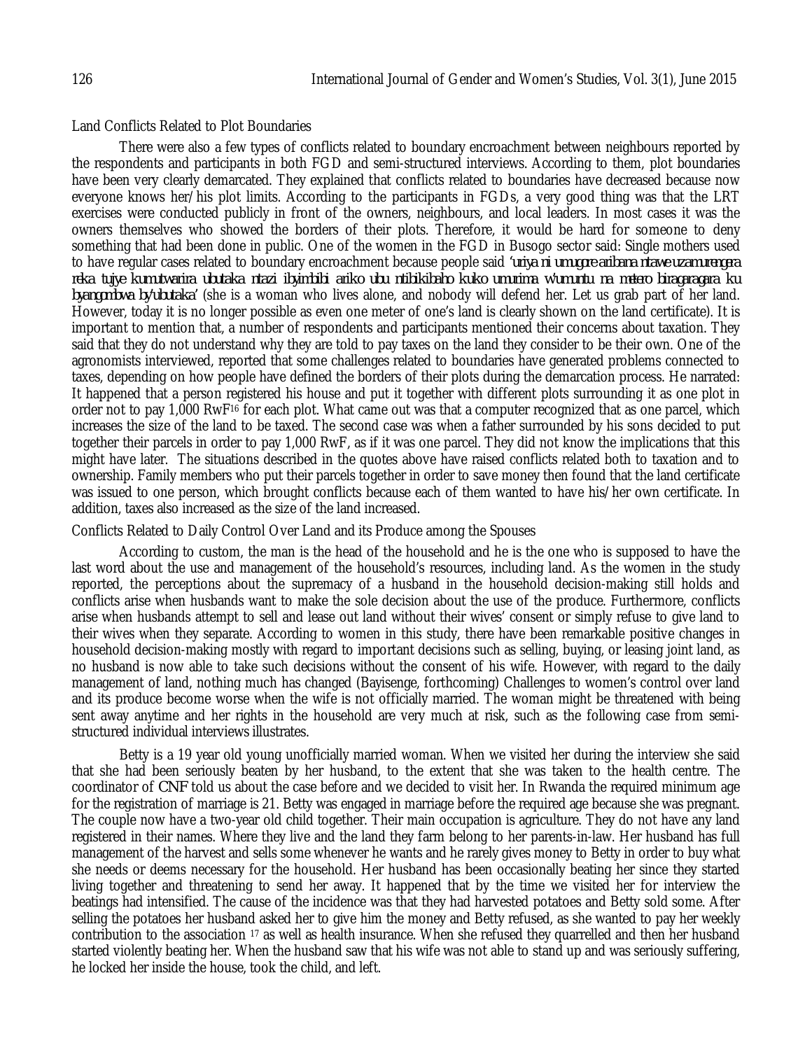### Land Conflicts Related to Plot Boundaries

There were also a few types of conflicts related to boundary encroachment between neighbours reported by the respondents and participants in both FGD and semi-structured interviews. According to them, plot boundaries have been very clearly demarcated. They explained that conflicts related to boundaries have decreased because now everyone knows her/his plot limits. According to the participants in FGDs, a very good thing was that the LRT exercises were conducted publicly in front of the owners, neighbours, and local leaders. In most cases it was the owners themselves who showed the borders of their plots. Therefore, it would be hard for someone to deny something that had been done in public. One of the women in the FGD in Busogo sector said: Single mothers used to have regular cases related to boundary encroachment because people said *'uriya ni umugore aribana ntawe uzamurengera reka tujye kumutwarira ubutaka ntazi ibyimbibi ariko ubu ntibikibaho kuko umurima w'umuntu na metero biragaragara ku byangombwa by'ubutaka'* (she is a woman who lives alone, and nobody will defend her. Let us grab part of her land. However, today it is no longer possible as even one meter of one's land is clearly shown on the land certificate). It is important to mention that, a number of respondents and participants mentioned their concerns about taxation. They said that they do not understand why they are told to pay taxes on the land they consider to be their own. One of the agronomists interviewed, reported that some challenges related to boundaries have generated problems connected to taxes, depending on how people have defined the borders of their plots during the demarcation process. He narrated: It happened that a person registered his house and put it together with different plots surrounding it as one plot in order not to pay 1,000 RwF[16] for each plot. What came out was that a computer recognized that as one parcel, which increases the size of the land to be taxed. The second case was when a father surrounded by his sons decided to put together their parcels in order to pay 1,000 RwF, as if it was one parcel. They did not know the implications that this might have later. The situations described in the quotes above have raised conflicts related both to taxation and to ownership. Family members who put their parcels together in order to save money then found that the land certificate was issued to one person, which brought conflicts because each of them wanted to have his/her own certificate. In addition, taxes also increased as the size of the land increased.

### Conflicts Related to Daily Control Over Land and its Produce among the Spouses

According to custom, the man is the head of the household and he is the one who is supposed to have the last word about the use and management of the household's resources, including land. As the women in the study reported, the perceptions about the supremacy of a husband in the household decision-making still holds and conflicts arise when husbands want to make the sole decision about the use of the produce. Furthermore, conflicts arise when husbands attempt to sell and lease out land without their wives' consent or simply refuse to give land to their wives when they separate. According to women in this study, there have been remarkable positive changes in household decision-making mostly with regard to important decisions such as selling, buying, or leasing joint land, as no husband is now able to take such decisions without the consent of his wife. However, with regard to the daily management of land, nothing much has changed (Bayisenge, forthcoming) Challenges to women's control over land and its produce become worse when the wife is not officially married. The woman might be threatened with being sent away anytime and her rights in the household are very much at risk, such as the following case from semi-structured individual interviews illustrates.

Betty is a 19 year old young unofficially married woman. When we visited her during the interview she said that she had been seriously beaten by her husband, to the extent that she was taken to the health centre. The coordinator of CNF told us about the case before and we decided to visit her. In Rwanda the required minimum age for the registration of marriage is 21. Betty was engaged in marriage before the required age because she was pregnant. The couple now have a two-year old child together. Their main occupation is agriculture. They do not have any land registered in their names. Where they live and the land they farm belong to her parents-in-law. Her husband has full management of the harvest and sells some whenever he wants and he rarely gives money to Betty in order to buy what she needs or deems necessary for the household. Her husband has been occasionally beating her since they started living together and threatening to send her away. It happened that by the time we visited her for interview the beatings had intensified. The cause of the incidence was that they had harvested potatoes and Betty sold some. After selling the potatoes her husband asked her to give him the money and Betty refused, as she wanted to pay her weekly contribution to the association [17] as well as health insurance. When she refused they quarrelled and then her husband started violently beating her. When the husband saw that his wife was not able to stand up and was seriously suffering, he locked her inside the house, took the child, and left.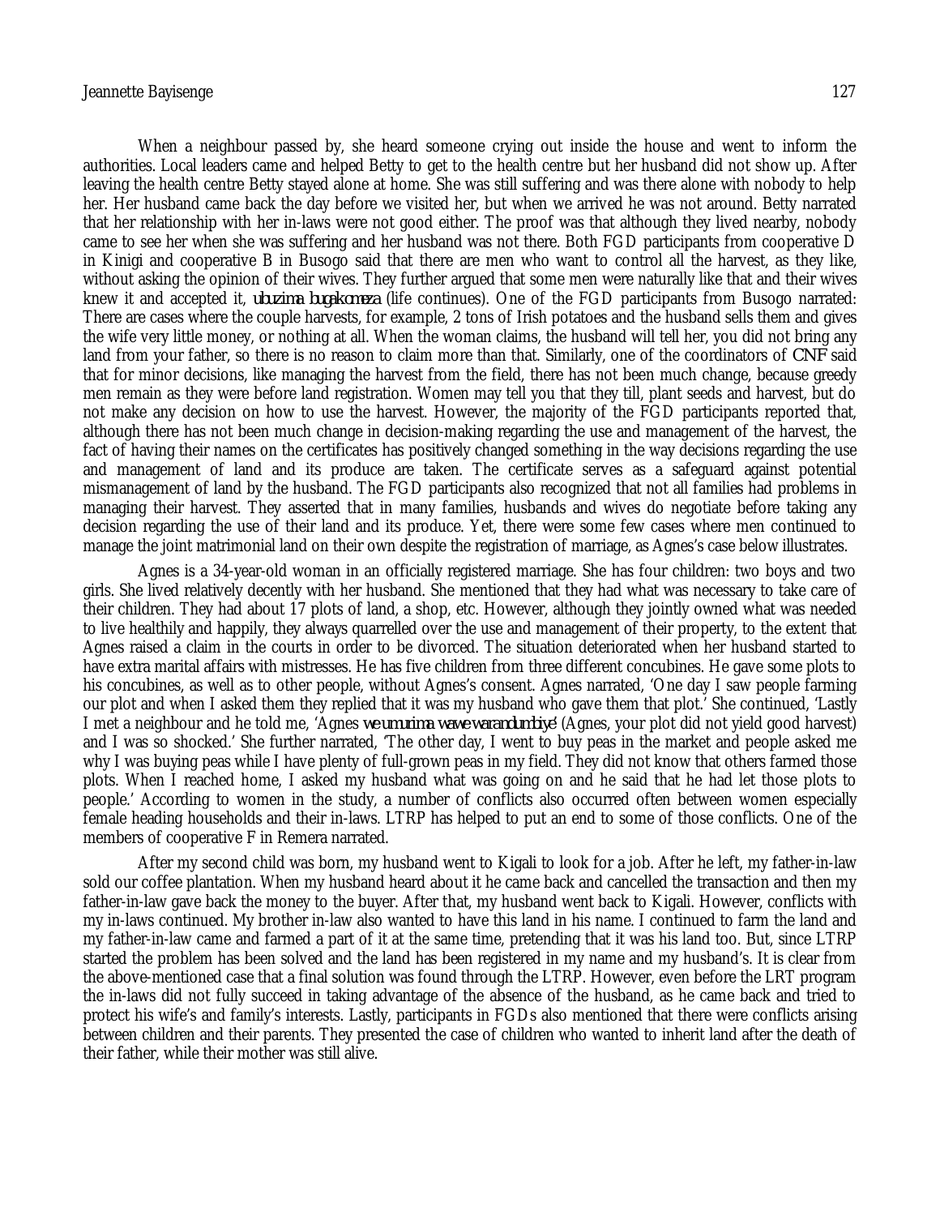When a neighbour passed by, she heard someone crying out inside the house and went to inform the authorities. Local leaders came and helped Betty to get to the health centre but her husband did not show up. After leaving the health centre Betty stayed alone at home. She was still suffering and was there alone with nobody to help her. Her husband came back the day before we visited her, but when we arrived he was not around. Betty narrated that her relationship with her in-laws were not good either. The proof was that although they lived nearby, nobody came to see her when she was suffering and her husband was not there. Both FGD participants from cooperative D in Kinigi and cooperative B in Busogo said that there are men who want to control all the harvest, as they like, without asking the opinion of their wives. They further argued that some men were naturally like that and their wives knew it and accepted it, *ubuzima bugakomeza* (life continues). One of the FGD participants from Busogo narrated: There are cases where the couple harvests, for example, 2 tons of Irish potatoes and the husband sells them and gives the wife very little money, or nothing at all. When the woman claims, the husband will tell her, you did not bring any land from your father, so there is no reason to claim more than that. Similarly, one of the coordinators of *CNF* said that for minor decisions, like managing the harvest from the field, there has not been much change, because greedy men remain as they were before land registration. Women may tell you that they till, plant seeds and harvest, but do not make any decision on how to use the harvest. However, the majority of the FGD participants reported that, although there has not been much change in decision-making regarding the use and management of the harvest, the fact of having their names on the certificates has positively changed something in the way decisions regarding the use and management of land and its produce are taken. The certificate serves as a safeguard against potential mismanagement of land by the husband. The FGD participants also recognized that not all families had problems in managing their harvest. They asserted that in many families, husbands and wives do negotiate before taking any decision regarding the use of their land and its produce. Yet, there were some few cases where men continued to manage the joint matrimonial land on their own despite the registration of marriage, as Agnes's case below illustrates.

Agnes is a 34-year-old woman in an officially registered marriage. She has four children: two boys and two girls. She lived relatively decently with her husband. She mentioned that they had what was necessary to take care of their children. They had about 17 plots of land, a shop, etc. However, although they jointly owned what was needed to live healthily and happily, they always quarrelled over the use and management of their property, to the extent that Agnes raised a claim in the courts in order to be divorced. The situation deteriorated when her husband started to have extra marital affairs with mistresses. He has five children from three different concubines. He gave some plots to his concubines, as well as to other people, without Agnes's consent. Agnes narrated, 'One day I saw people farming our plot and when I asked them they replied that it was my husband who gave them that plot.' She continued, 'Lastly I met a neighbour and he told me, 'Agnes *we umurima wawe warandumbiye*' (Agnes, your plot did not yield good harvest) and I was so shocked.' She further narrated, 'The other day, I went to buy peas in the market and people asked me why I was buying peas while I have plenty of full-grown peas in my field. They did not know that others farmed those plots. When I reached home, I asked my husband what was going on and he said that he had let those plots to people.' According to women in the study, a number of conflicts also occurred often between women especially female heading households and their in-laws. LTRP has helped to put an end to some of those conflicts. One of the members of cooperative F in Remera narrated.

After my second child was born, my husband went to Kigali to look for a job. After he left, my father-in-law sold our coffee plantation. When my husband heard about it he came back and cancelled the transaction and then my father-in-law gave back the money to the buyer. After that, my husband went back to Kigali. However, conflicts with my in-laws continued. My brother in-law also wanted to have this land in his name. I continued to farm the land and my father-in-law came and farmed a part of it at the same time, pretending that it was his land too. But, since LTRP started the problem has been solved and the land has been registered in my name and my husband's. It is clear from the above-mentioned case that a final solution was found through the LTRP. However, even before the LRT program the in-laws did not fully succeed in taking advantage of the absence of the husband, as he came back and tried to protect his wife's and family's interests. Lastly, participants in FGDs also mentioned that there were conflicts arising between children and their parents. They presented the case of children who wanted to inherit land after the death of their father, while their mother was still alive.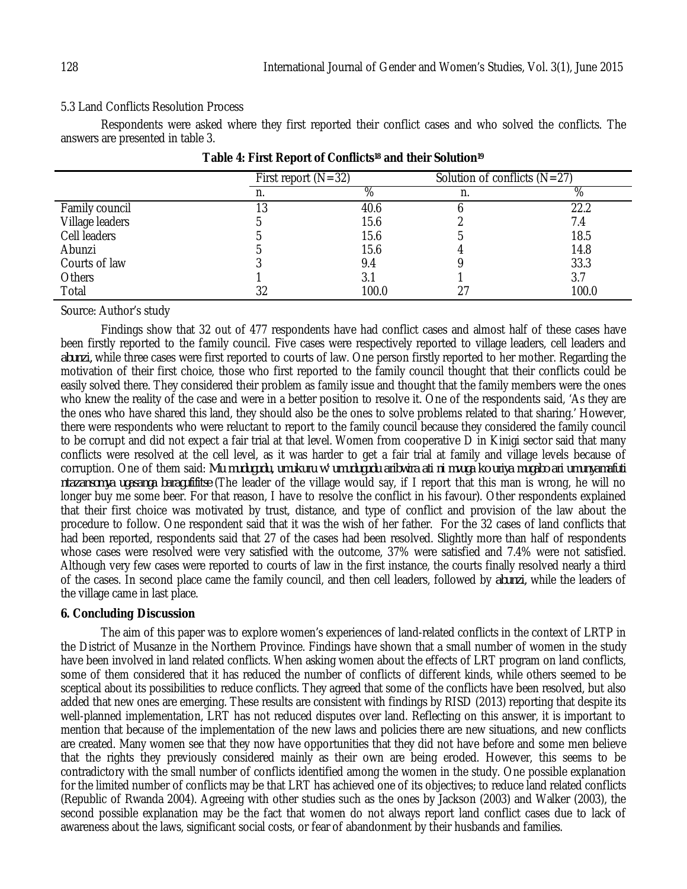5.3 Land Conflicts Resolution Process

Respondents were asked where they first reported their conflict cases and who solved the conflicts. The answers are presented in table 3.

**Table 4: First Report of Conflicts[18] and their Solution[19]**

| | First report (N=32) | | Solution of conflicts (N=27) | |
|---|---|---|---|---|
| | n. | % | n. | % |
| Family council | 13 | 40.6 | 6 | 22.2 |
| Village leaders | 5 | 15.6 | 2 | 7.4 |
| Cell leaders | 5 | 15.6 | 5 | 18.5 |
| Abunzi | 5 | 15.6 | 4 | 14.8 |
| Courts of law | 3 | 9.4 | 9 | 33.3 |
| Others | 1 | 3.1 | 1 | 3.7 |
| Total | 32 | 100.0 | 27 | 100.0 |

Source: Author's study

Findings show that 32 out of 477 respondents have had conflict cases and almost half of these cases have been firstly reported to the family council. Five cases were respectively reported to village leaders, cell leaders and *abunzi*, while three cases were first reported to courts of law. One person firstly reported to her mother. Regarding the motivation of their first choice, those who first reported to the family council thought that their conflicts could be easily solved there. They considered their problem as family issue and thought that the family members were the ones who knew the reality of the case and were in a better position to resolve it. One of the respondents said, 'As they are the ones who have shared this land, they should also be the ones to solve problems related to that sharing.' However, there were respondents who were reluctant to report to the family council because they considered the family council to be corrupt and did not expect a fair trial at that level. Women from cooperative D in Kinigi sector said that many conflicts were resolved at the cell level, as it was harder to get a fair trial at family and village levels because of corruption. One of them said: *Mu mudugudu, umukuru w' umudugudu aribwira ati ni mvuga ko uriya mugabo ari umunyamafuti ntazansomya ugasanga baragufifitse* (The leader of the village would say, if I report that this man is wrong, he will no longer buy me some beer. For that reason, I have to resolve the conflict in his favour). Other respondents explained that their first choice was motivated by trust, distance, and type of conflict and provision of the law about the procedure to follow. One respondent said that it was the wish of her father. For the 32 cases of land conflicts that had been reported, respondents said that 27 of the cases had been resolved. Slightly more than half of respondents whose cases were resolved were very satisfied with the outcome, 37% were satisfied and 7.4% were not satisfied. Although very few cases were reported to courts of law in the first instance, the courts finally resolved nearly a third of the cases. In second place came the family council, and then cell leaders, followed by *abunzi*, while the leaders of the village came in last place.

## 6. Concluding Discussion

The aim of this paper was to explore women's experiences of land-related conflicts in the context of LRTP in the District of Musanze in the Northern Province. Findings have shown that a small number of women in the study have been involved in land related conflicts. When asking women about the effects of LRT program on land conflicts, some of them considered that it has reduced the number of conflicts of different kinds, while others seemed to be sceptical about its possibilities to reduce conflicts. They agreed that some of the conflicts have been resolved, but also added that new ones are emerging. These results are consistent with findings by RISD (2013) reporting that despite its well-planned implementation, LRT has not reduced disputes over land. Reflecting on this answer, it is important to mention that because of the implementation of the new laws and policies there are new situations, and new conflicts are created. Many women see that they now have opportunities that they did not have before and some men believe that the rights they previously considered mainly as their own are being eroded. However, this seems to be contradictory with the small number of conflicts identified among the women in the study. One possible explanation for the limited number of conflicts may be that LRT has achieved one of its objectives; to reduce land related conflicts (Republic of Rwanda 2004). Agreeing with other studies such as the ones by Jackson (2003) and Walker (2003), the second possible explanation may be the fact that women do not always report land conflict cases due to lack of awareness about the laws, significant social costs, or fear of abandonment by their husbands and families.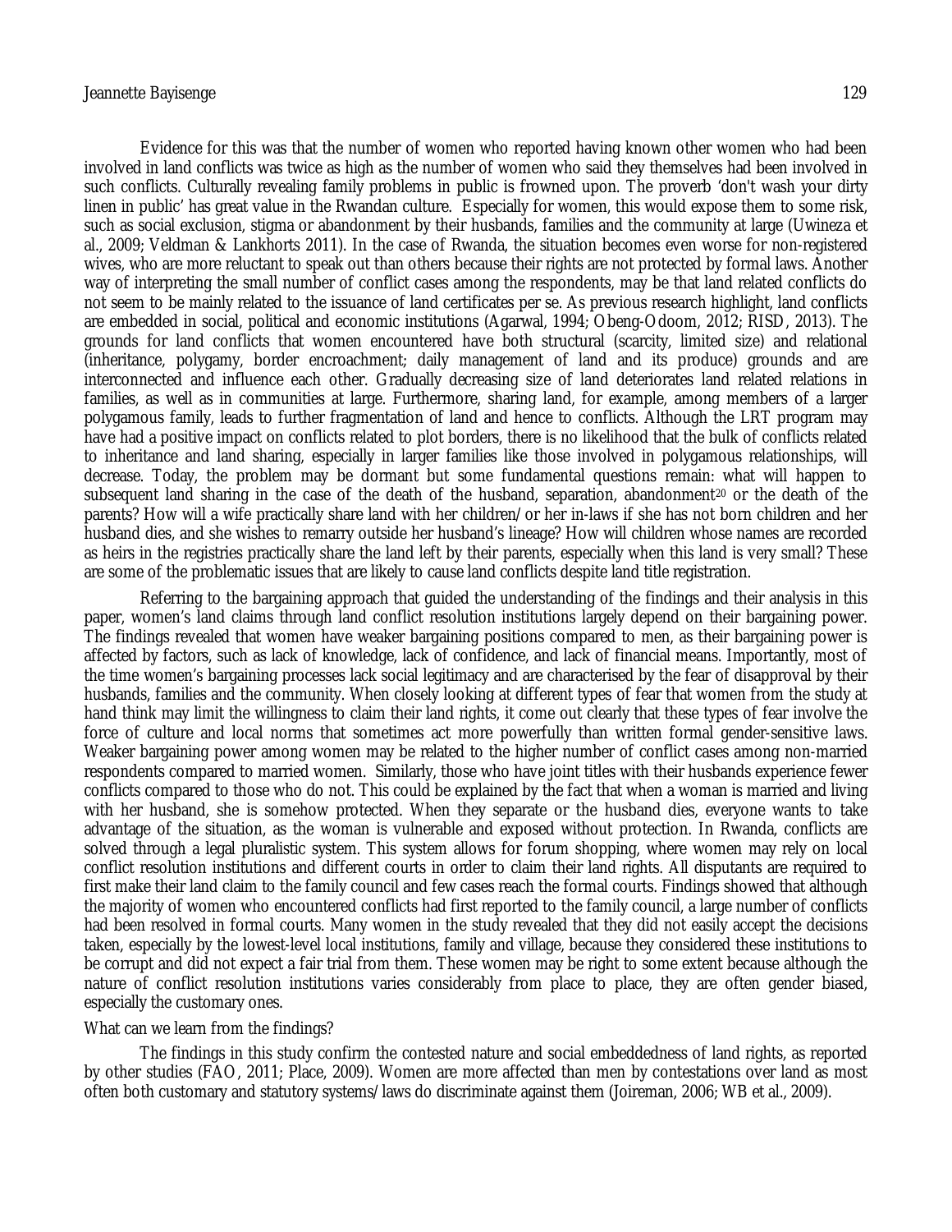Evidence for this was that the number of women who reported having known other women who had been involved in land conflicts was twice as high as the number of women who said they themselves had been involved in such conflicts. Culturally revealing family problems in public is frowned upon. The proverb 'don't wash your dirty linen in public' has great value in the Rwandan culture. Especially for women, this would expose them to some risk, such as social exclusion, stigma or abandonment by their husbands, families and the community at large (Uwineza et al., 2009; Veldman & Lankhorts 2011). In the case of Rwanda, the situation becomes even worse for non-registered wives, who are more reluctant to speak out than others because their rights are not protected by formal laws. Another way of interpreting the small number of conflict cases among the respondents, may be that land related conflicts do not seem to be mainly related to the issuance of land certificates per se. As previous research highlight, land conflicts are embedded in social, political and economic institutions (Agarwal, 1994; Obeng-Odoom, 2012; RISD, 2013). The grounds for land conflicts that women encountered have both structural (scarcity, limited size) and relational (inheritance, polygamy, border encroachment; daily management of land and its produce) grounds and are interconnected and influence each other. Gradually decreasing size of land deteriorates land related relations in families, as well as in communities at large. Furthermore, sharing land, for example, among members of a larger polygamous family, leads to further fragmentation of land and hence to conflicts. Although the LRT program may have had a positive impact on conflicts related to plot borders, there is no likelihood that the bulk of conflicts related to inheritance and land sharing, especially in larger families like those involved in polygamous relationships, will decrease. Today, the problem may be dormant but some fundamental questions remain: what will happen to subsequent land sharing in the case of the death of the husband, separation, abandonment[20] or the death of the parents? How will a wife practically share land with her children/or her in-laws if she has not born children and her husband dies, and she wishes to remarry outside her husband's lineage? How will children whose names are recorded as heirs in the registries practically share the land left by their parents, especially when this land is very small? These are some of the problematic issues that are likely to cause land conflicts despite land title registration.

Referring to the bargaining approach that guided the understanding of the findings and their analysis in this paper, women's land claims through land conflict resolution institutions largely depend on their bargaining power. The findings revealed that women have weaker bargaining positions compared to men, as their bargaining power is affected by factors, such as lack of knowledge, lack of confidence, and lack of financial means. Importantly, most of the time women's bargaining processes lack social legitimacy and are characterised by the fear of disapproval by their husbands, families and the community. When closely looking at different types of fear that women from the study at hand think may limit the willingness to claim their land rights, it come out clearly that these types of fear involve the force of culture and local norms that sometimes act more powerfully than written formal gender-sensitive laws. Weaker bargaining power among women may be related to the higher number of conflict cases among non-married respondents compared to married women. Similarly, those who have joint titles with their husbands experience fewer conflicts compared to those who do not. This could be explained by the fact that when a woman is married and living with her husband, she is somehow protected. When they separate or the husband dies, everyone wants to take advantage of the situation, as the woman is vulnerable and exposed without protection. In Rwanda, conflicts are solved through a legal pluralistic system. This system allows for forum shopping, where women may rely on local conflict resolution institutions and different courts in order to claim their land rights. All disputants are required to first make their land claim to the family council and few cases reach the formal courts. Findings showed that although the majority of women who encountered conflicts had first reported to the family council, a large number of conflicts had been resolved in formal courts. Many women in the study revealed that they did not easily accept the decisions taken, especially by the lowest-level local institutions, family and village, because they considered these institutions to be corrupt and did not expect a fair trial from them. These women may be right to some extent because although the nature of conflict resolution institutions varies considerably from place to place, they are often gender biased, especially the customary ones.

## What can we learn from the findings?

The findings in this study confirm the contested nature and social embeddedness of land rights, as reported by other studies (FAO, 2011; Place, 2009). Women are more affected than men by contestations over land as most often both customary and statutory systems/laws do discriminate against them (Joireman, 2006; WB et al., 2009).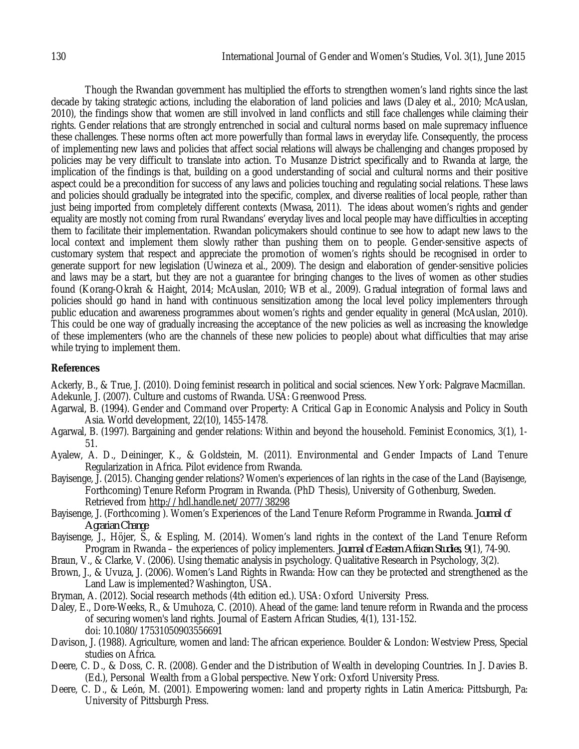Though the Rwandan government has multiplied the efforts to strengthen women's land rights since the last decade by taking strategic actions, including the elaboration of land policies and laws (Daley et al., 2010; McAuslan, 2010), the findings show that women are still involved in land conflicts and still face challenges while claiming their rights. Gender relations that are strongly entrenched in social and cultural norms based on male supremacy influence these challenges. These norms often act more powerfully than formal laws in everyday life. Consequently, the process of implementing new laws and policies that affect social relations will always be challenging and changes proposed by policies may be very difficult to translate into action. To Musanze District specifically and to Rwanda at large, the implication of the findings is that, building on a good understanding of social and cultural norms and their positive aspect could be a precondition for success of any laws and policies touching and regulating social relations. These laws and policies should gradually be integrated into the specific, complex, and diverse realities of local people, rather than just being imported from completely different contexts (Mwasa, 2011). The ideas about women's rights and gender equality are mostly not coming from rural Rwandans' everyday lives and local people may have difficulties in accepting them to facilitate their implementation. Rwandan policymakers should continue to see how to adapt new laws to the local context and implement them slowly rather than pushing them on to people. Gender-sensitive aspects of customary system that respect and appreciate the promotion of women's rights should be recognised in order to generate support for new legislation (Uwineza et al., 2009). The design and elaboration of gender-sensitive policies and laws may be a start, but they are not a guarantee for bringing changes to the lives of women as other studies found (Korang-Okrah & Haight, 2014; McAuslan, 2010; WB et al., 2009). Gradual integration of formal laws and policies should go hand in hand with continuous sensitization among the local level policy implementers through public education and awareness programmes about women's rights and gender equality in general (McAuslan, 2010). This could be one way of gradually increasing the acceptance of the new policies as well as increasing the knowledge of these implementers (who are the channels of these new policies to people) about what difficulties that may arise while trying to implement them.

## References

Ackerly, B., & True, J. (2010). Doing feminist research in political and social sciences. New York: Palgrave Macmillan.

Adekunle, J. (2007). Culture and customs of Rwanda. USA: Greenwood Press.

Agarwal, B. (1994). Gender and Command over Property: A Critical Gap in Economic Analysis and Policy in South Asia. World development, 22(10), 1455-1478.

Agarwal, B. (1997). Bargaining and gender relations: Within and beyond the household. Feminist Economics, 3(1), 1-51.

Ayalew, A. D., Deininger, K., & Goldstein, M. (2011). Environmental and Gender Impacts of Land Tenure Regularization in Africa. Pilot evidence from Rwanda.

Bayisenge, J. (2015). Changing gender relations? Women's experiences of lan rights in the case of the Land (Bayisenge, Forthcoming) Tenure Reform Program in Rwanda. (PhD Thesis), University of Gothenburg, Sweden. Retrieved from http://hdl.handle.net/2077/38298

Bayisenge, J. (Forthcoming ). Women's Experiences of the Land Tenure Reform Programme in Rwanda. *Journal of Agrarian Change*.

Bayisenge, J., Höjer, S., & Espling, M. (2014). Women's land rights in the context of the Land Tenure Reform Program in Rwanda – the experiences of policy implementers. *Journal of Eastern African Studies, 9*(1), 74-90.

Braun, V., & Clarke, V. (2006). Using thematic analysis in psychology. Qualitative Research in Psychology, 3(2).

Brown, J., & Uvuza, J. (2006). Women's Land Rights in Rwanda: How can they be protected and strengthened as the Land Law is implemented? Washington, USA.

Bryman, A. (2012). Social research methods (4th edition ed.). USA: Oxford University Press.

Daley, E., Dore-Weeks, R., & Umuhoza, C. (2010). Ahead of the game: land tenure reform in Rwanda and the process of securing women's land rights. Journal of Eastern African Studies, 4(1), 131-152. doi: 10.1080/17531050903556691

Davison, J. (1988). Agriculture, women and land: The african experience. Boulder & London: Westview Press, Special studies on Africa.

Deere, C. D., & Doss, C. R. (2008). Gender and the Distribution of Wealth in developing Countries. In J. Davies B. (Ed.), Personal Wealth from a Global perspective. New York: Oxford University Press.

Deere, C. D., & León, M. (2001). Empowering women: land and property rights in Latin America: Pittsburgh, Pa: University of Pittsburgh Press.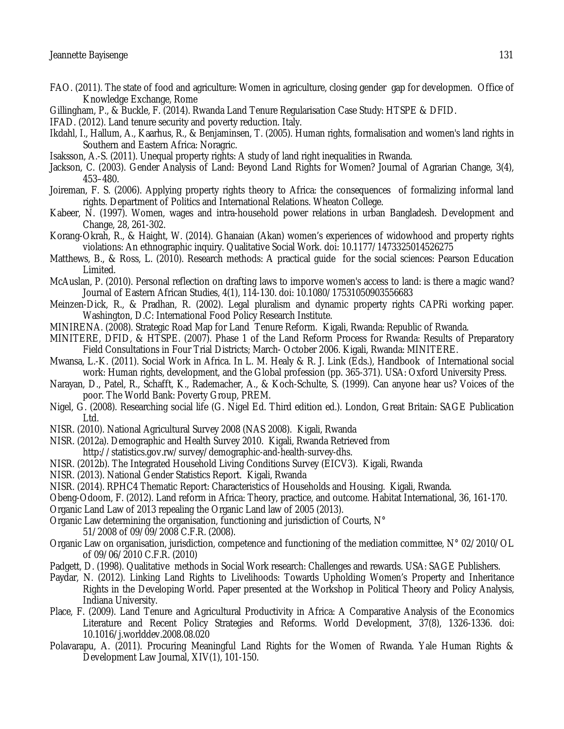FAO. (2011). The state of food and agriculture: Women in agriculture, closing gender gap for developmen. Office of Knowledge Exchange, Rome

Gillingham, P., & Buckle, F. (2014). Rwanda Land Tenure Regularisation Case Study: HTSPE & DFID.

IFAD. (2012). Land tenure security and poverty reduction. Italy.

Ikdahl, I., Hallum, A., Kaarhus, R., & Benjaminsen, T. (2005). Human rights, formalisation and women's land rights in Southern and Eastern Africa: Noragric.

Isaksson, A.-S. (2011). Unequal property rights: A study of land right inequalities in Rwanda.

Jackson, C. (2003). Gender Analysis of Land: Beyond Land Rights for Women? Journal of Agrarian Change, 3(4), 453–480.

Joireman, F. S. (2006). Applying property rights theory to Africa: the consequences of formalizing informal land rights. Department of Politics and International Relations. Wheaton College.

Kabeer, N. (1997). Women, wages and intra-household power relations in urban Bangladesh. Development and Change, 28, 261-302.

Korang-Okrah, R., & Haight, W. (2014). Ghanaian (Akan) women's experiences of widowhood and property rights violations: An ethnographic inquiry. Qualitative Social Work. doi: 10.1177/1473325014526275

Matthews, B., & Ross, L. (2010). Research methods: A practical guide for the social sciences: Pearson Education Limited.

McAuslan, P. (2010). Personal reflection on drafting laws to imporve women's access to land: is there a magic wand? Journal of Eastern African Studies, 4(1), 114-130. doi: 10.1080/17531050903556683

Meinzen-Dick, R., & Pradhan, R. (2002). Legal pluralism and dynamic property rights CAPRi working paper. Washington, D.C: International Food Policy Research Institute.

MINIRENA. (2008). Strategic Road Map for Land Tenure Reform. Kigali, Rwanda: Republic of Rwanda.

MINITERE, DFID, & HTSPE. (2007). Phase 1 of the Land Reform Process for Rwanda: Results of Preparatory Field Consultations in Four Trial Districts; March- October 2006. Kigali, Rwanda: MINITERE.

Mwansa, L.-K. (2011). Social Work in Africa. In L. M. Healy & R. J. Link (Eds.), Handbook of International social work: Human rights, development, and the Global profession (pp. 365-371). USA: Oxford University Press.

Narayan, D., Patel, R., Schafft, K., Rademacher, A., & Koch-Schulte, S. (1999). Can anyone hear us? Voices of the poor. The World Bank: Poverty Group, PREM.

Nigel, G. (2008). Researching social life (G. Nigel Ed. Third edition ed.). London, Great Britain: SAGE Publication Ltd.

NISR. (2010). National Agricultural Survey 2008 (NAS 2008). Kigali, Rwanda

NISR. (2012a). Demographic and Health Survey 2010. Kigali, Rwanda Retrieved from http://statistics.gov.rw/survey/demographic-and-health-survey-dhs.

NISR. (2012b). The Integrated Household Living Conditions Survey (EICV3). Kigali, Rwanda

NISR. (2013). National Gender Statistics Report. Kigali, Rwanda

NISR. (2014). RPHC4 Thematic Report: Characteristics of Households and Housing. Kigali, Rwanda.

Obeng-Odoom, F. (2012). Land reform in Africa: Theory, practice, and outcome. Habitat International, 36, 161-170.

Organic Land Law of 2013 repealing the Organic Land law of 2005 (2013).

Organic Law determining the organisation, functioning and jurisdiction of Courts, N° 51/2008 of 09/09/2008 C.F.R. (2008).

Organic Law on organisation, jurisdiction, competence and functioning of the mediation committee, N° 02/2010/OL of 09/06/2010 C.F.R. (2010)

Padgett, D. (1998). Qualitative methods in Social Work research: Challenges and rewards. USA: SAGE Publishers.

Paydar, N. (2012). Linking Land Rights to Livelihoods: Towards Upholding Women's Property and Inheritance Rights in the Developing World. Paper presented at the Workshop in Political Theory and Policy Analysis, Indiana University.

Place, F. (2009). Land Tenure and Agricultural Productivity in Africa: A Comparative Analysis of the Economics Literature and Recent Policy Strategies and Reforms. World Development, 37(8), 1326-1336. doi: 10.1016/j.worlddev.2008.08.020

Polavarapu, A. (2011). Procuring Meaningful Land Rights for the Women of Rwanda. Yale Human Rights & Development Law Journal, XIV(1), 101-150.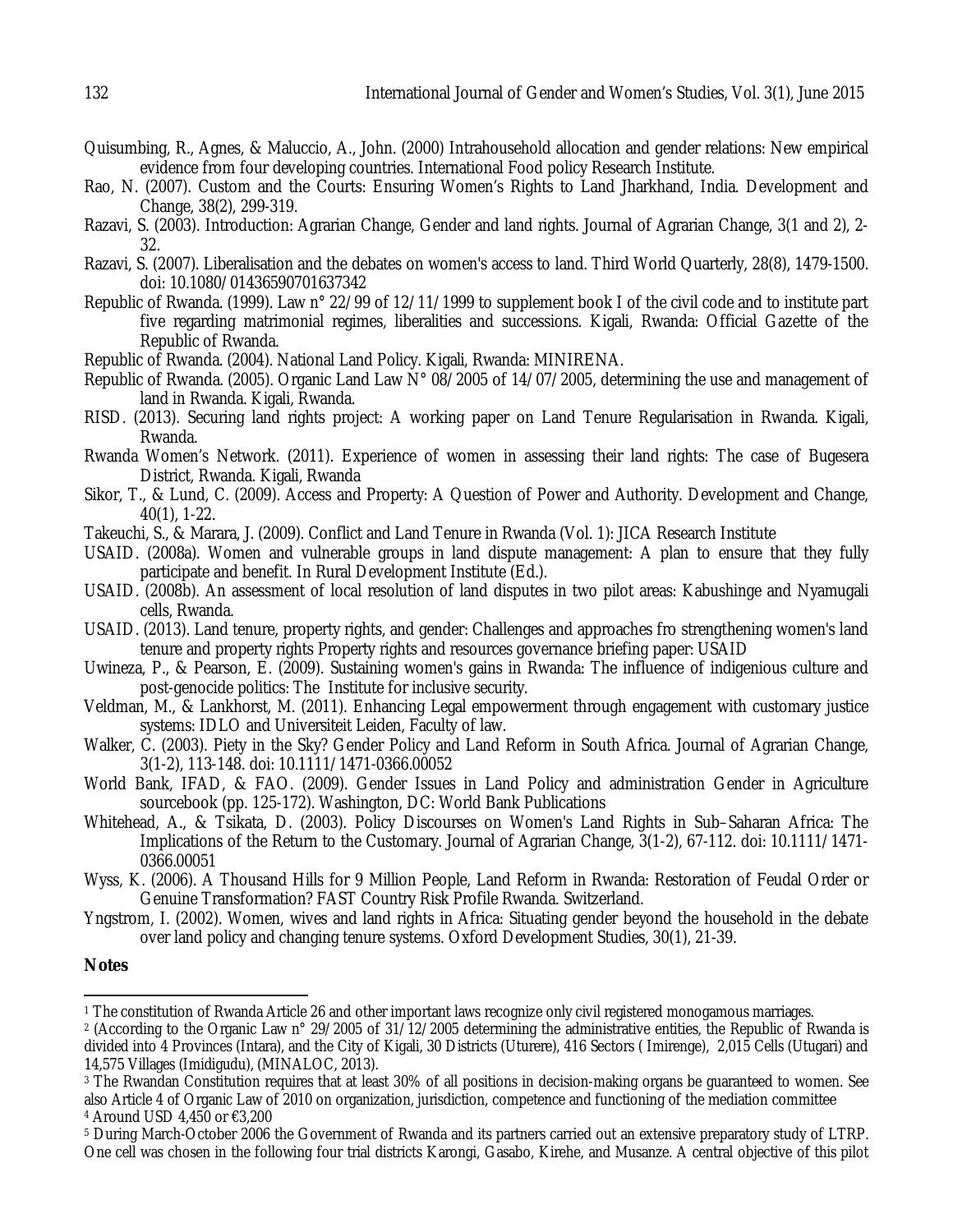Quisumbing, R., Agnes, & Maluccio, A., John. (2000) Intrahousehold allocation and gender relations: New empirical evidence from four developing countries. International Food policy Research Institute.

Rao, N. (2007). Custom and the Courts: Ensuring Women's Rights to Land Jharkhand, India. Development and Change, 38(2), 299-319.

Razavi, S. (2003). Introduction: Agrarian Change, Gender and land rights. Journal of Agrarian Change, 3(1 and 2), 2-32.

Razavi, S. (2007). Liberalisation and the debates on women's access to land. Third World Quarterly, 28(8), 1479-1500. doi: 10.1080/01436590701637342

Republic of Rwanda. (1999). Law n° 22/99 of 12/11/1999 to supplement book I of the civil code and to institute part five regarding matrimonial regimes, liberalities and successions. Kigali, Rwanda: Official Gazette of the Republic of Rwanda.

Republic of Rwanda. (2004). National Land Policy. Kigali, Rwanda: MINIRENA.

Republic of Rwanda. (2005). Organic Land Law N° 08/2005 of 14/07/2005, determining the use and management of land in Rwanda. Kigali, Rwanda.

RISD. (2013). Securing land rights project: A working paper on Land Tenure Regularisation in Rwanda. Kigali, Rwanda.

Rwanda Women's Network. (2011). Experience of women in assessing their land rights: The case of Bugesera District, Rwanda. Kigali, Rwanda

Sikor, T., & Lund, C. (2009). Access and Property: A Question of Power and Authority. Development and Change, 40(1), 1-22.

Takeuchi, S., & Marara, J. (2009). Conflict and Land Tenure in Rwanda (Vol. 1): JICA Research Institute

USAID. (2008a). Women and vulnerable groups in land dispute management: A plan to ensure that they fully participate and benefit. In Rural Development Institute (Ed.).

USAID. (2008b). An assessment of local resolution of land disputes in two pilot areas: Kabushinge and Nyamugali cells, Rwanda.

USAID. (2013). Land tenure, property rights, and gender: Challenges and approaches fro strengthening women's land tenure and property rights Property rights and resources governance briefing paper: USAID

Uwineza, P., & Pearson, E. (2009). Sustaining women's gains in Rwanda: The influence of indigenious culture and post-genocide politics: The Institute for inclusive security.

Veldman, M., & Lankhorst, M. (2011). Enhancing Legal empowerment through engagement with customary justice systems: IDLO and Universiteit Leiden, Faculty of law.

Walker, C. (2003). Piety in the Sky? Gender Policy and Land Reform in South Africa. Journal of Agrarian Change, 3(1-2), 113-148. doi: 10.1111/1471-0366.00052

World Bank, IFAD, & FAO. (2009). Gender Issues in Land Policy and administration Gender in Agriculture sourcebook (pp. 125-172). Washington, DC: World Bank Publications

Whitehead, A., & Tsikata, D. (2003). Policy Discourses on Women's Land Rights in Sub–Saharan Africa: The Implications of the Return to the Customary. Journal of Agrarian Change, 3(1-2), 67-112. doi: 10.1111/1471-0366.00051

Wyss, K. (2006). A Thousand Hills for 9 Million People, Land Reform in Rwanda: Restoration of Feudal Order or Genuine Transformation? FAST Country Risk Profile Rwanda. Switzerland.

Yngstrom, I. (2002). Women, wives and land rights in Africa: Situating gender beyond the household in the debate over land policy and changing tenure systems. Oxford Development Studies, 30(1), 21-39.

**Notes**

[1] The constitution of Rwanda Article 26 and other important laws recognize only civil registered monogamous marriages.

[2] (According to the Organic Law n° 29/2005 of 31/12/2005 determining the administrative entities, the Republic of Rwanda is divided into 4 Provinces (Intara), and the City of Kigali, 30 Districts (Uturere), 416 Sectors ( Imirenge), 2,015 Cells (Utugari) and 14,575 Villages (Imidigudu), (MINALOC, 2013).

[3] The Rwandan Constitution requires that at least 30% of all positions in decision-making organs be guaranteed to women. See also Article 4 of Organic Law of 2010 on organization, jurisdiction, competence and functioning of the mediation committee

[4] Around USD 4,450 or €3,200

[5] During March-October 2006 the Government of Rwanda and its partners carried out an extensive preparatory study of LTRP. One cell was chosen in the following four trial districts Karongi, Gasabo, Kirehe, and Musanze. A central objective of this pilot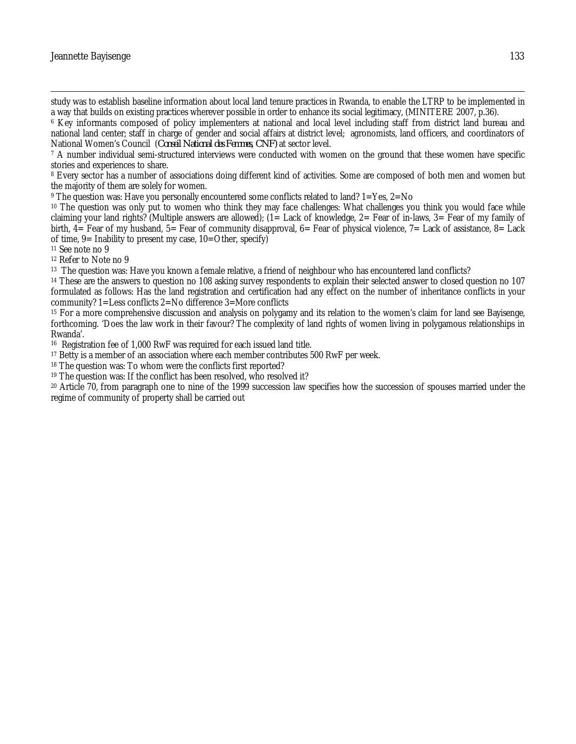study was to establish baseline information about local land tenure practices in Rwanda, to enable the LTRP to be implemented in a way that builds on existing practices wherever possible in order to enhance its social legitimacy, (MINITERE 2007, p.36).

[6] Key informants composed of policy implementers at national and local level including staff from district land bureau and national land center; staff in charge of gender and social affairs at district level; agronomists, land officers, and coordinators of National Women's Council (*Conseil National des Femmes, CNF*) at sector level.

[7] A number individual semi-structured interviews were conducted with women on the ground that these women have specific stories and experiences to share.

[8] Every sector has a number of associations doing different kind of activities. Some are composed of both men and women but the majority of them are solely for women.

[9] The question was: Have you personally encountered some conflicts related to land? 1=Yes, 2=No

[10] The question was only put to women who think they may face challenges: What challenges you think you would face while claiming your land rights? (Multiple answers are allowed); (1= Lack of knowledge, 2= Fear of in-laws, 3= Fear of my family of birth, 4= Fear of my husband, 5= Fear of community disapproval, 6= Fear of physical violence, 7= Lack of assistance, 8= Lack of time, 9= Inability to present my case, 10=Other, specify)

[11] See note no 9

[12] Refer to Note no 9

[13] The question was: Have you known a female relative, a friend of neighbour who has encountered land conflicts?

[14] These are the answers to question no 108 asking survey respondents to explain their selected answer to closed question no 107 formulated as follows: Has the land registration and certification had any effect on the number of inheritance conflicts in your community? 1=Less conflicts 2=No difference 3=More conflicts

[15] For a more comprehensive discussion and analysis on polygamy and its relation to the women's claim for land see Bayisenge, forthcoming. 'Does the law work in their favour? The complexity of land rights of women living in polygamous relationships in Rwanda'.

[16] Registration fee of 1,000 RwF was required for each issued land title.

[17] Betty is a member of an association where each member contributes 500 RwF per week.

[18] The question was: To whom were the conflicts first reported?

[19] The question was: If the conflict has been resolved, who resolved it?

[20] Article 70, from paragraph one to nine of the 1999 succession law specifies how the succession of spouses married under the regime of community of property shall be carried out